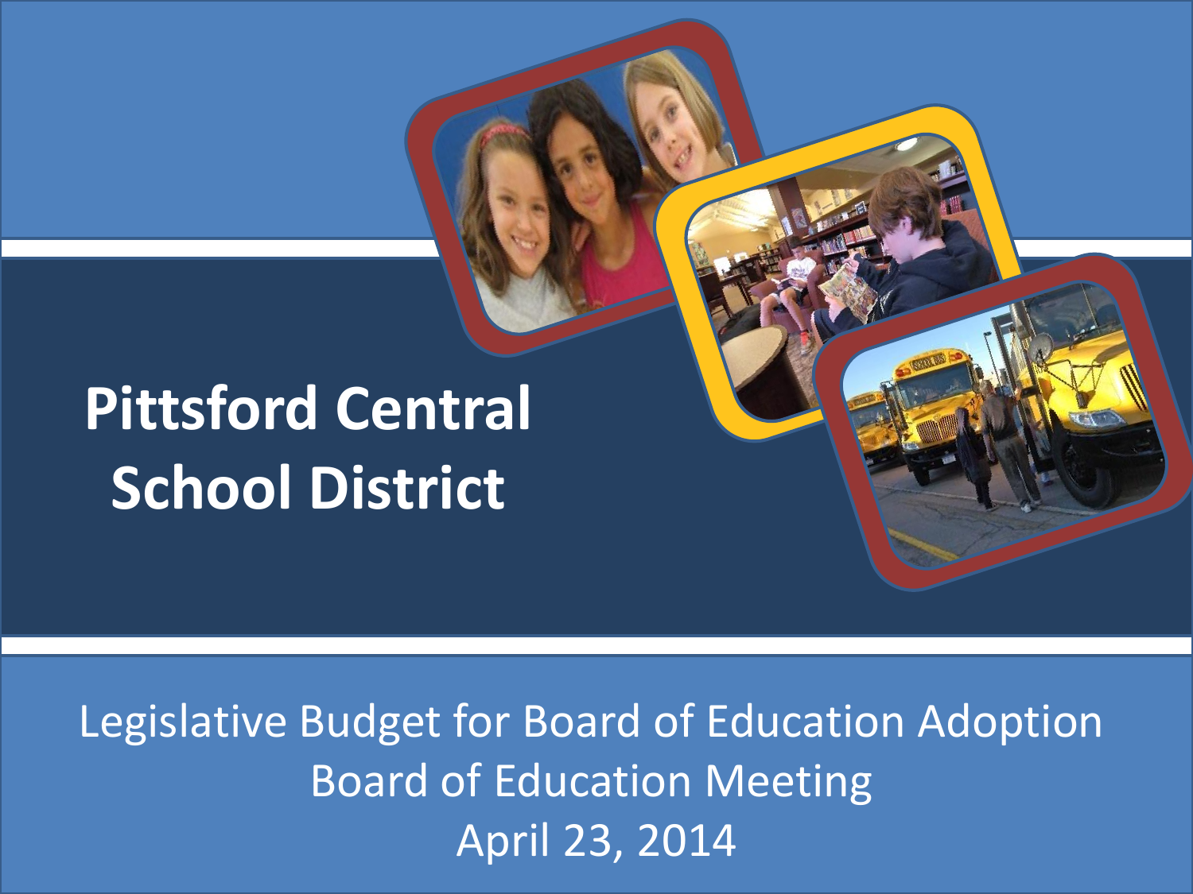# Pittsford Central School District

Legislative Budget for Board of Education Adoption
Board of Education Meeting
April 23, 2014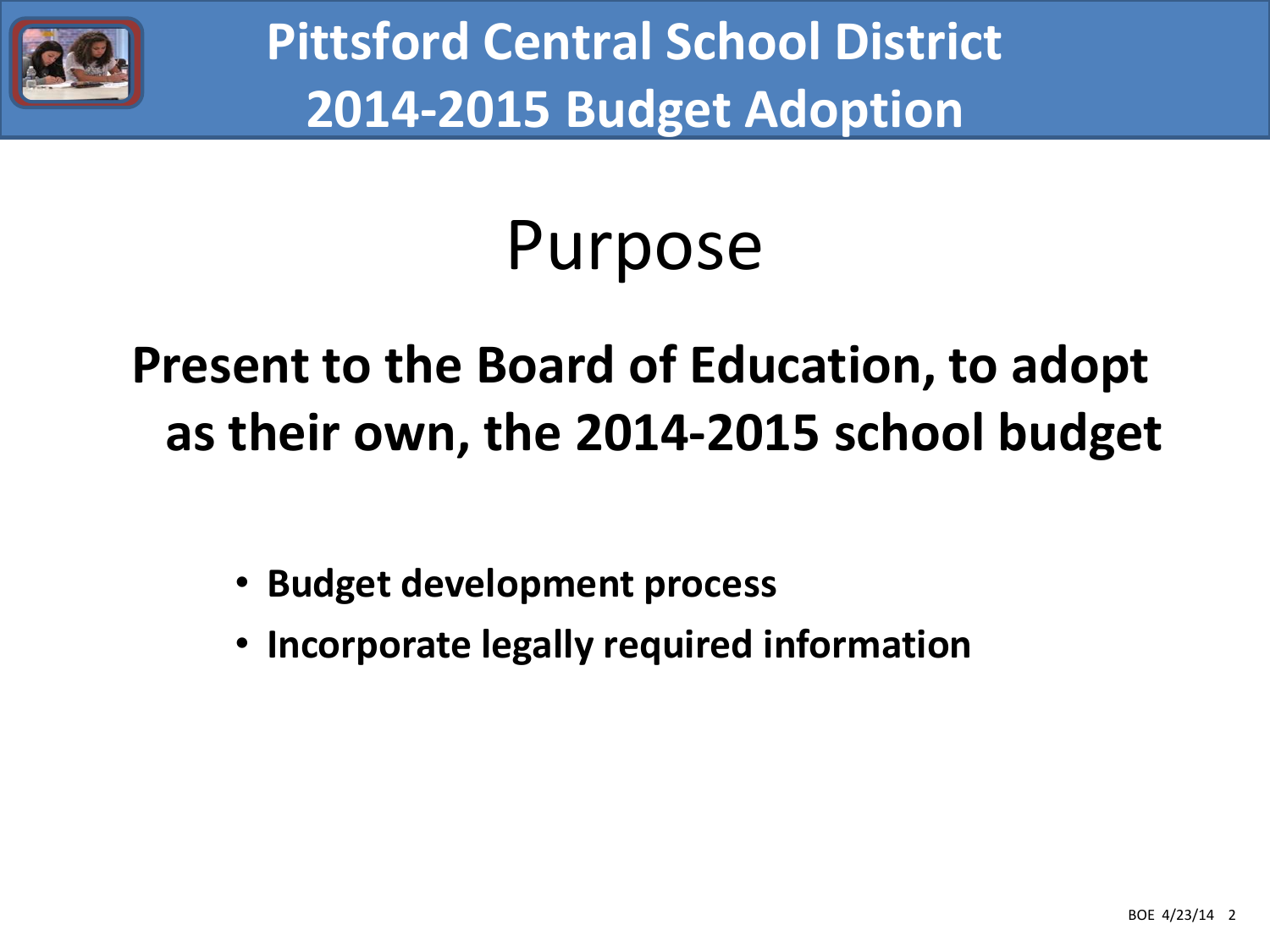# Pittsford Central School District 2014-2015 Budget Adoption

## Purpose

**Present to the Board of Education, to adopt as their own, the 2014-2015 school budget**

- **Budget development process**
- **Incorporate legally required information**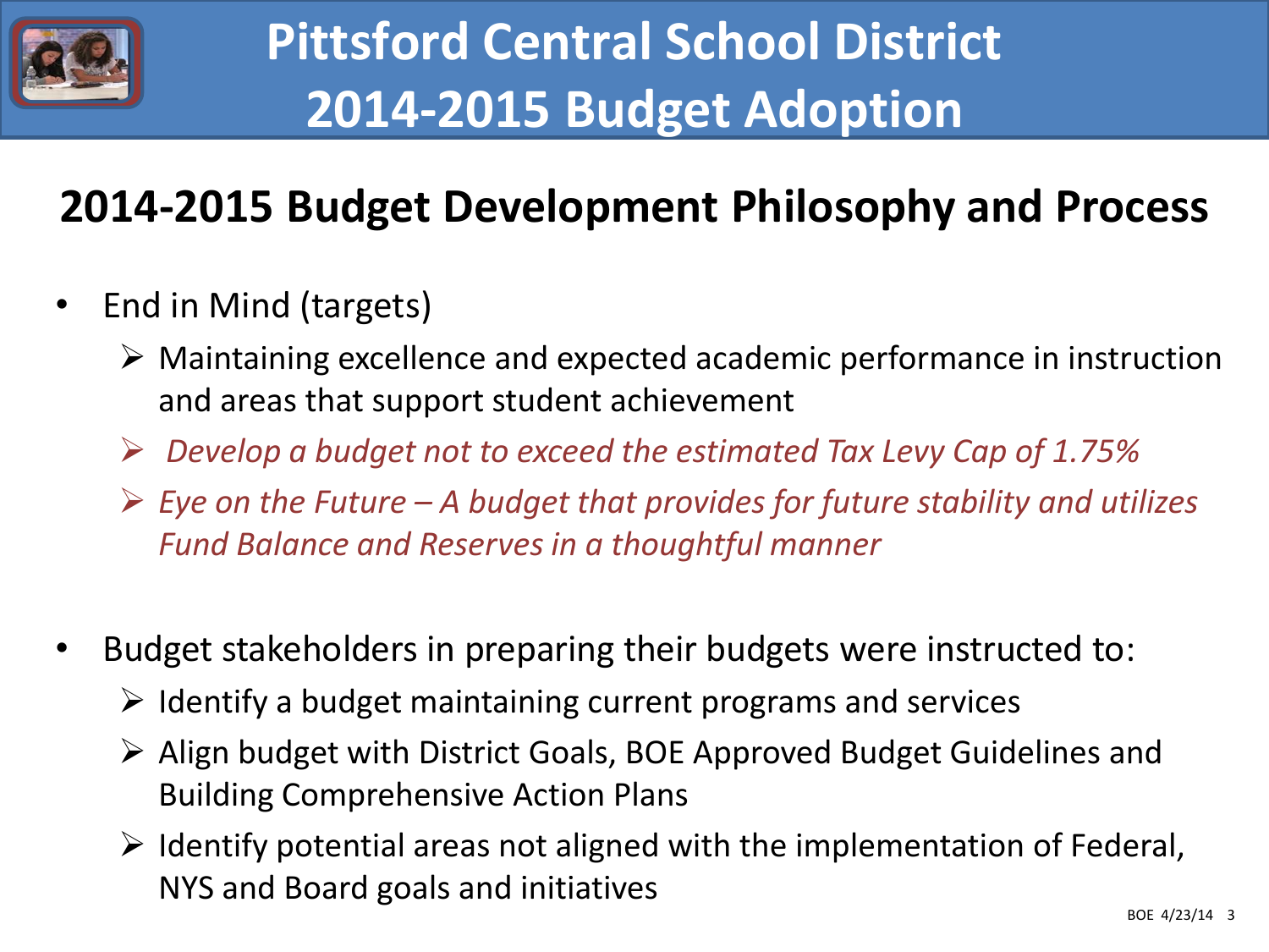# Pittsford Central School District
# 2014-2015 Budget Adoption

## 2014-2015 Budget Development Philosophy and Process

- End in Mind (targets)
  - Maintaining excellence and expected academic performance in instruction and areas that support student achievement
  - *Develop a budget not to exceed the estimated Tax Levy Cap of 1.75%*
  - *Eye on the Future – A budget that provides for future stability and utilizes Fund Balance and Reserves in a thoughtful manner*

- Budget stakeholders in preparing their budgets were instructed to:
  - Identify a budget maintaining current programs and services
  - Align budget with District Goals, BOE Approved Budget Guidelines and Building Comprehensive Action Plans
  - Identify potential areas not aligned with the implementation of Federal, NYS and Board goals and initiatives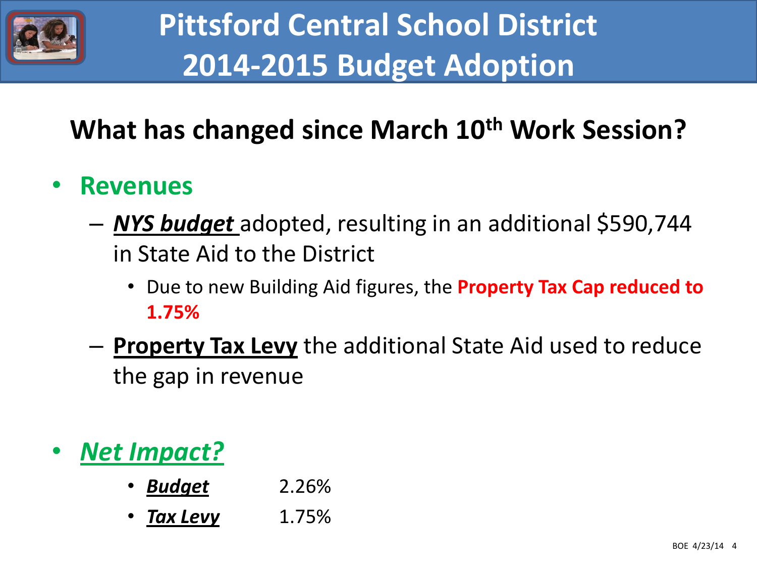# Pittsford Central School District 2014-2015 Budget Adoption

## What has changed since March 10th Work Session?

- **Revenues**
  - ***NYS budget*** adopted, resulting in an additional $590,744 in State Aid to the District
    - Due to new Building Aid figures, the **Property Tax Cap reduced to 1.75%**
  - **Property Tax Levy** the additional State Aid used to reduce the gap in revenue

- ***Net Impact?***
  - ***Budget*** 2.26%
  - ***Tax Levy*** 1.75%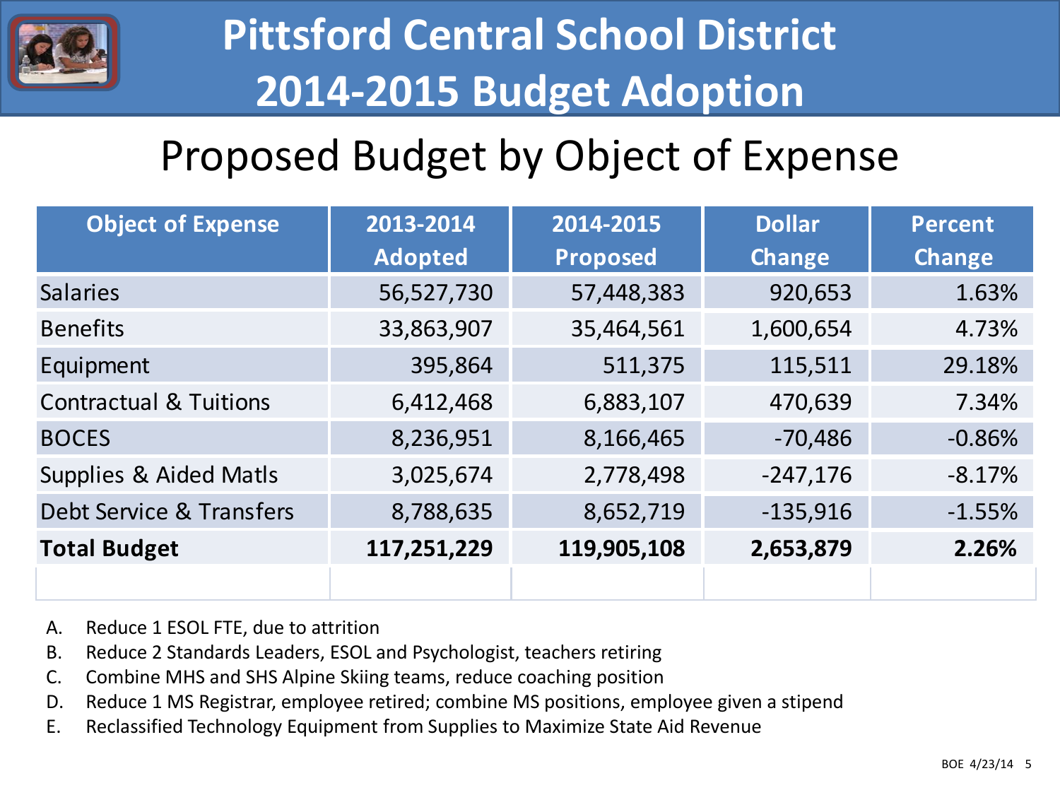# Pittsford Central School District
# 2014-2015 Budget Adoption

## Proposed Budget by Object of Expense

| Object of Expense | 2013-2014 Adopted | 2014-2015 Proposed | Dollar Change | Percent Change |
|---|---|---|---|---|
| Salaries | 56,527,730 | 57,448,383 | 920,653 | 1.63% |
| Benefits | 33,863,907 | 35,464,561 | 1,600,654 | 4.73% |
| Equipment | 395,864 | 511,375 | 115,511 | 29.18% |
| Contractual & Tuitions | 6,412,468 | 6,883,107 | 470,639 | 7.34% |
| BOCES | 8,236,951 | 8,166,465 | -70,486 | -0.86% |
| Supplies & Aided Matls | 3,025,674 | 2,778,498 | -247,176 | -8.17% |
| Debt Service & Transfers | 8,788,635 | 8,652,719 | -135,916 | -1.55% |
| **Total Budget** | **117,251,229** | **119,905,108** | **2,653,879** | **2.26%** |
| | | | | |

A. Reduce 1 ESOL FTE, due to attrition
B. Reduce 2 Standards Leaders, ESOL and Psychologist, teachers retiring
C. Combine MHS and SHS Alpine Skiing teams, reduce coaching position
D. Reduce 1 MS Registrar, employee retired; combine MS positions, employee given a stipend
E. Reclassified Technology Equipment from Supplies to Maximize State Aid Revenue

BOE 4/23/14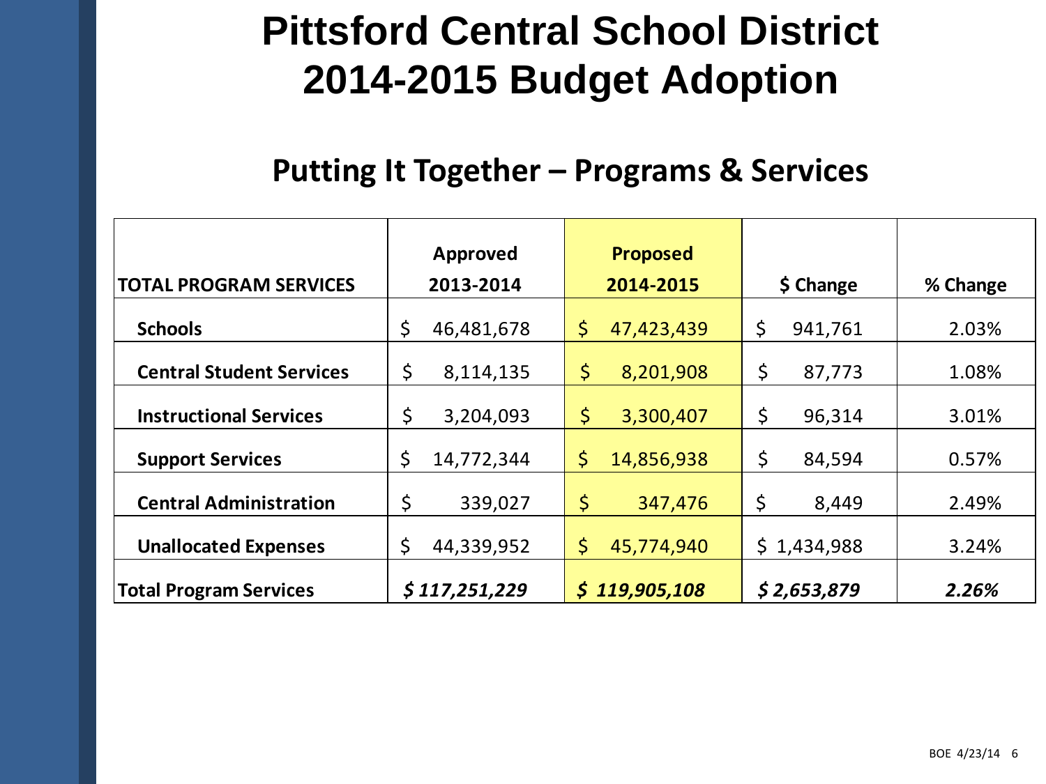# Pittsford Central School District 2014-2015 Budget Adoption

## Putting It Together – Programs & Services

| TOTAL PROGRAM SERVICES | Approved 2013-2014 | Proposed 2014-2015 | $ Change | % Change |
|---|---|---|---|---|
| **Schools** | $ 46,481,678 | $ 47,423,439 | $ 941,761 | 2.03% |
| **Central Student Services** | $ 8,114,135 | $ 8,201,908 | $ 87,773 | 1.08% |
| **Instructional Services** | $ 3,204,093 | $ 3,300,407 | $ 96,314 | 3.01% |
| **Support Services** | $ 14,772,344 | $ 14,856,938 | $ 84,594 | 0.57% |
| **Central Administration** | $ 339,027 | $ 347,476 | $ 8,449 | 2.49% |
| **Unallocated Expenses** | $ 44,339,952 | $ 45,774,940 | $ 1,434,988 | 3.24% |
| **Total Program Services** | ***$ 117,251,229*** | ***$ 119,905,108*** | ***$ 2,653,879*** | ***2.26%*** |

BOE 4/23/14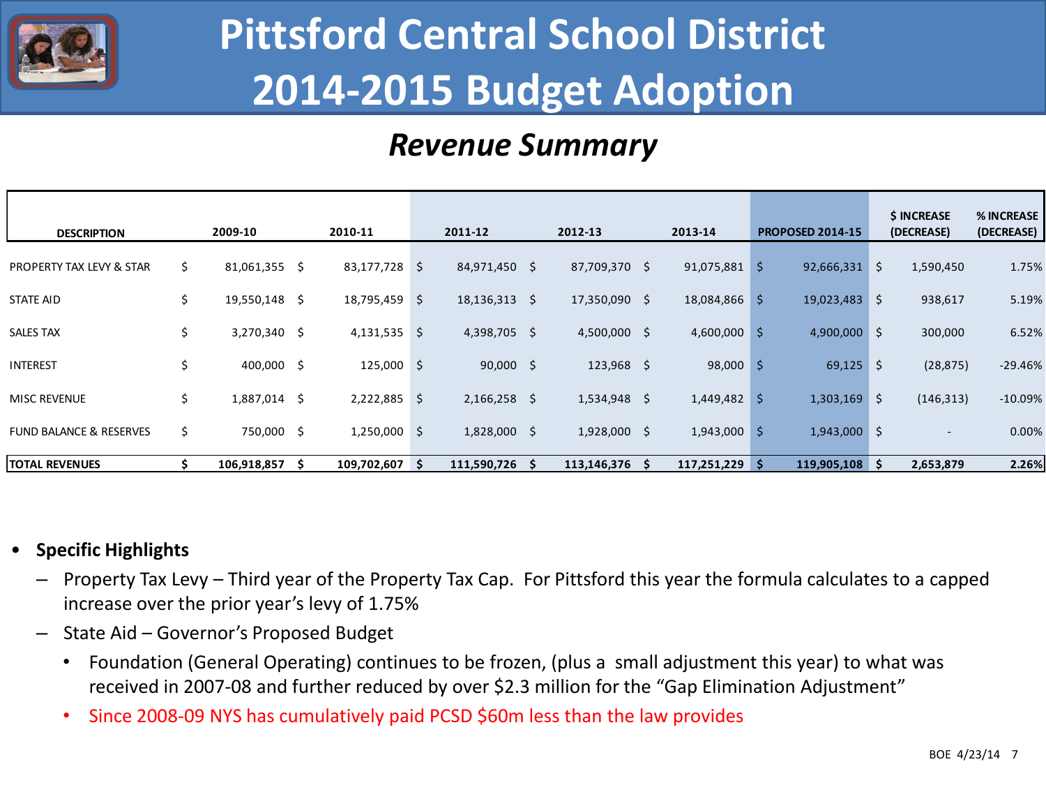# Pittsford Central School District
# 2014-2015 Budget Adoption

## *Revenue Summary*

| DESCRIPTION | 2009-10 | 2010-11 | 2011-12 | 2012-13 | 2013-14 | PROPOSED 2014-15 | $ INCREASE (DECREASE) | % INCREASE (DECREASE) |
|---|---|---|---|---|---|---|---|---|
| PROPERTY TAX LEVY & STAR | $ 81,061,355 | $ 83,177,728 | $ 84,971,450 | $ 87,709,370 | $ 91,075,881 | $ 92,666,331 | $ 1,590,450 | 1.75% |
| STATE AID | $ 19,550,148 | $ 18,795,459 | $ 18,136,313 | $ 17,350,090 | $ 18,084,866 | $ 19,023,483 | $ 938,617 | 5.19% |
| SALES TAX | $ 3,270,340 | $ 4,131,535 | $ 4,398,705 | $ 4,500,000 | $ 4,600,000 | $ 4,900,000 | $ 300,000 | 6.52% |
| INTEREST | $ 400,000 | $ 125,000 | $ 90,000 | $ 123,968 | $ 98,000 | $ 69,125 | $ (28,875) | -29.46% |
| MISC REVENUE | $ 1,887,014 | $ 2,222,885 | $ 2,166,258 | $ 1,534,948 | $ 1,449,482 | $ 1,303,169 | $ (146,313) | -10.09% |
| FUND BALANCE & RESERVES | $ 750,000 | $ 1,250,000 | $ 1,828,000 | $ 1,928,000 | $ 1,943,000 | $ 1,943,000 | $ - | 0.00% |
| **TOTAL REVENUES** | **$ 106,918,857** | **$ 109,702,607** | **$ 111,590,726** | **$ 113,146,376** | **$ 117,251,229** | **$ 119,905,108** | **$ 2,653,879** | **2.26%** |

- **Specific Highlights**
  - Property Tax Levy – Third year of the Property Tax Cap. For Pittsford this year the formula calculates to a capped increase over the prior year's levy of 1.75%
  - State Aid – Governor's Proposed Budget
    - Foundation (General Operating) continues to be frozen, (plus a small adjustment this year) to what was received in 2007-08 and further reduced by over $2.3 million for the "Gap Elimination Adjustment"
    - Since 2008-09 NYS has cumulatively paid PCSD $60m less than the law provides

BOE 4/23/14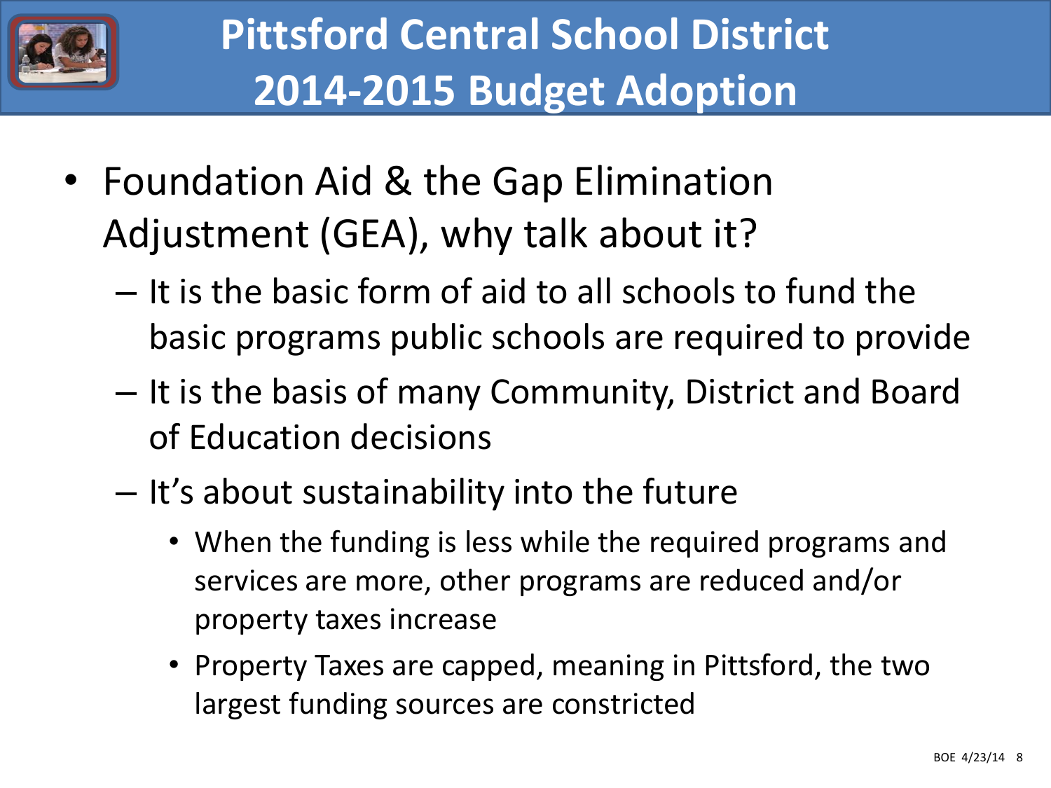# Pittsford Central School District 2014-2015 Budget Adoption

- Foundation Aid & the Gap Elimination Adjustment (GEA), why talk about it?
  - It is the basic form of aid to all schools to fund the basic programs public schools are required to provide
  - It is the basis of many Community, District and Board of Education decisions
  - It's about sustainability into the future
    - When the funding is less while the required programs and services are more, other programs are reduced and/or property taxes increase
    - Property Taxes are capped, meaning in Pittsford, the two largest funding sources are constricted

BOE 4/23/14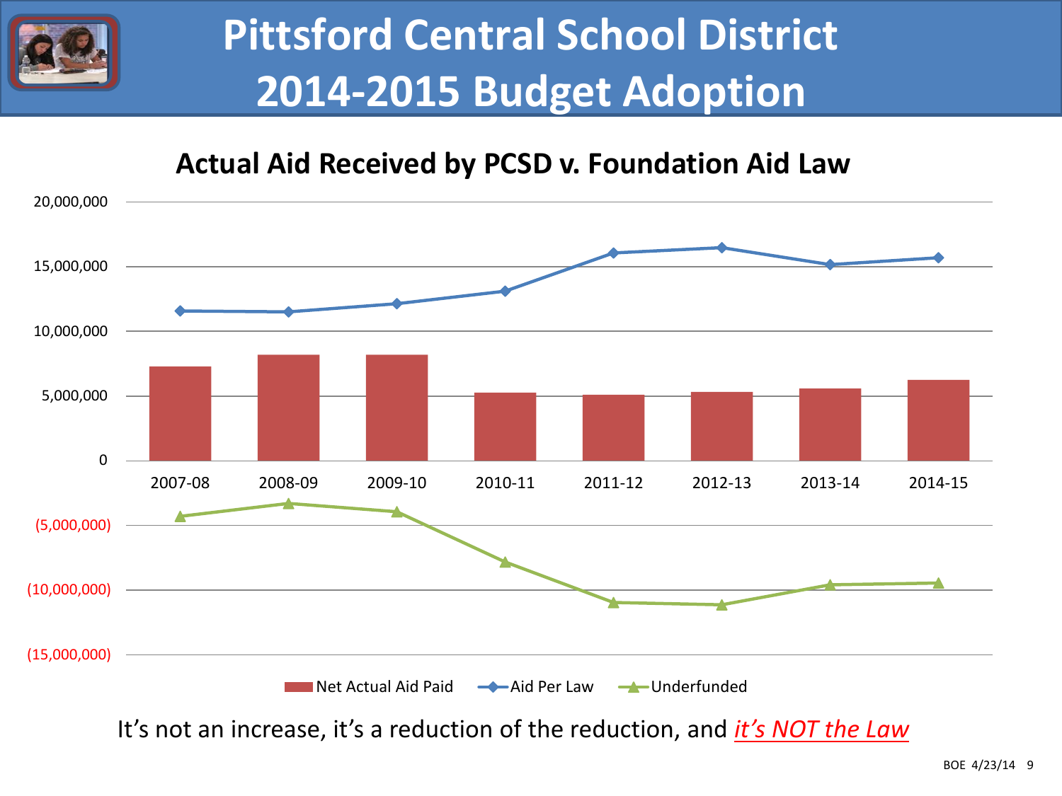# Pittsford Central School District 2014-2015 Budget Adoption

## Actual Aid Received by PCSD v. Foundation Aid Law

20,000,000
15,000,000
10,000,000
5,000,000
0
(5,000,000)
(10,000,000)
(15,000,000)

2007-08 | 2008-09 | 2009-10 | 2010-11 | 2011-12 | 2012-13 | 2013-14 | 2014-15

Net Actual Aid Paid — Aid Per Law — Underfunded

It's not an increase, it's a reduction of the reduction, and *it's NOT the Law*

BOE 4/23/14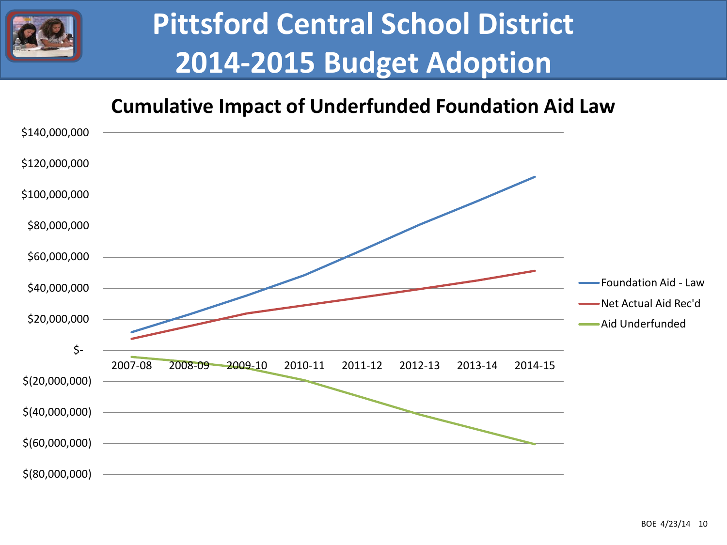# Pittsford Central School District 2014-2015 Budget Adoption

## Cumulative Impact of Underfunded Foundation Aid Law

$140,000,000
$120,000,000
$100,000,000
$80,000,000
$60,000,000
$40,000,000
$20,000,000
$-
$(20,000,000)
$(40,000,000)
$(60,000,000)
$(80,000,000)

2007-08 2008-09 2009-10 2010-11 2011-12 2012-13 2013-14 2014-15

Foundation Aid - Law
Net Actual Aid Rec'd
Aid Underfunded

BOE 4/23/14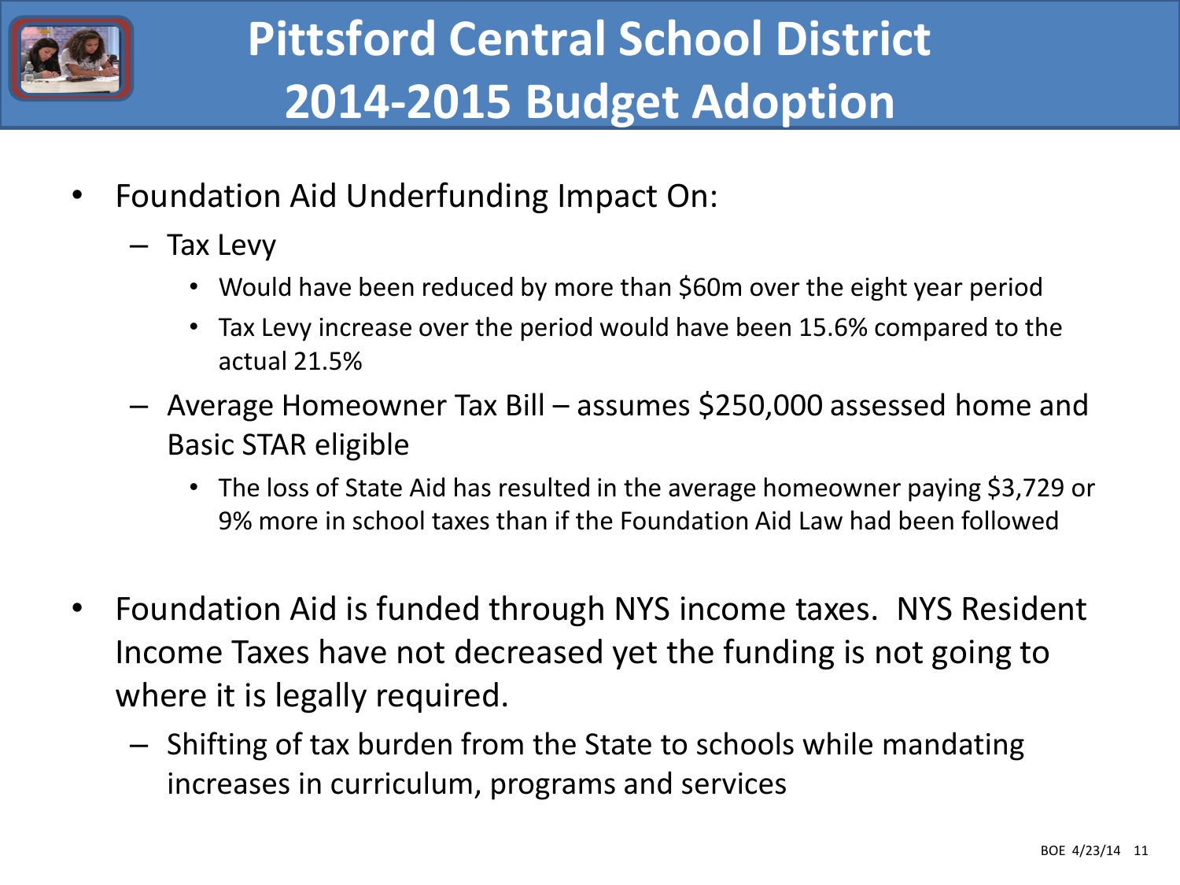# Pittsford Central School District
# 2014-2015 Budget Adoption

- Foundation Aid Underfunding Impact On:
  - Tax Levy
    - Would have been reduced by more than $60m over the eight year period
    - Tax Levy increase over the period would have been 15.6% compared to the actual 21.5%
  - Average Homeowner Tax Bill – assumes $250,000 assessed home and Basic STAR eligible
    - The loss of State Aid has resulted in the average homeowner paying $3,729 or 9% more in school taxes than if the Foundation Aid Law had been followed

- Foundation Aid is funded through NYS income taxes. NYS Resident Income Taxes have not decreased yet the funding is not going to where it is legally required.
  - Shifting of tax burden from the State to schools while mandating increases in curriculum, programs and services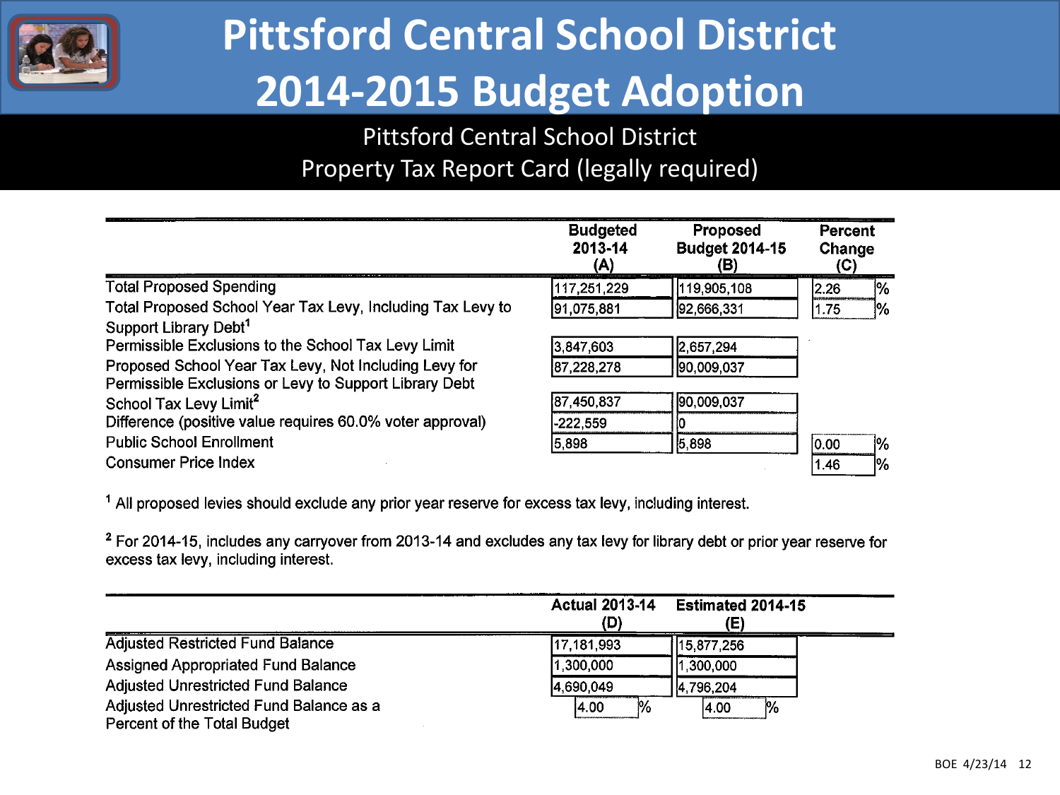# Pittsford Central School District
# 2014-2015 Budget Adoption

## Pittsford Central School District
## Property Tax Report Card (legally required)

| | Budgeted 2013-14 (A) | Proposed Budget 2014-15 (B) | Percent Change (C) |
|---|---|---|---|
| Total Proposed Spending | 117,251,229 | 119,905,108 | 2.26 % |
| Total Proposed School Year Tax Levy, Including Tax Levy to Support Library Debt[1] | 91,075,881 | 92,666,331 | 1.75 % |
| Permissible Exclusions to the School Tax Levy Limit | 3,847,603 | 2,657,294 | |
| Proposed School Year Tax Levy, Not Including Levy for Permissible Exclusions or Levy to Support Library Debt | 87,228,278 | 90,009,037 | |
| School Tax Levy Limit[2] | 87,450,837 | 90,009,037 | |
| Difference (positive value requires 60.0% voter approval) | -222,559 | 0 | |
| Public School Enrollment | 5,898 | 5,898 | 0.00 % |
| Consumer Price Index | | | 1.46 % |

[1] All proposed levies should exclude any prior year reserve for excess tax levy, including interest.

[2] For 2014-15, includes any carryover from 2013-14 and excludes any tax levy for library debt or prior year reserve for excess tax levy, including interest.

| | Actual 2013-14 (D) | Estimated 2014-15 (E) |
|---|---|---|
| Adjusted Restricted Fund Balance | 17,181,993 | 15,877,256 |
| Assigned Appropriated Fund Balance | 1,300,000 | 1,300,000 |
| Adjusted Unrestricted Fund Balance | 4,690,049 | 4,796,204 |
| Adjusted Unrestricted Fund Balance as a Percent of the Total Budget | 4.00 % | 4.00 % |

BOE 4/23/14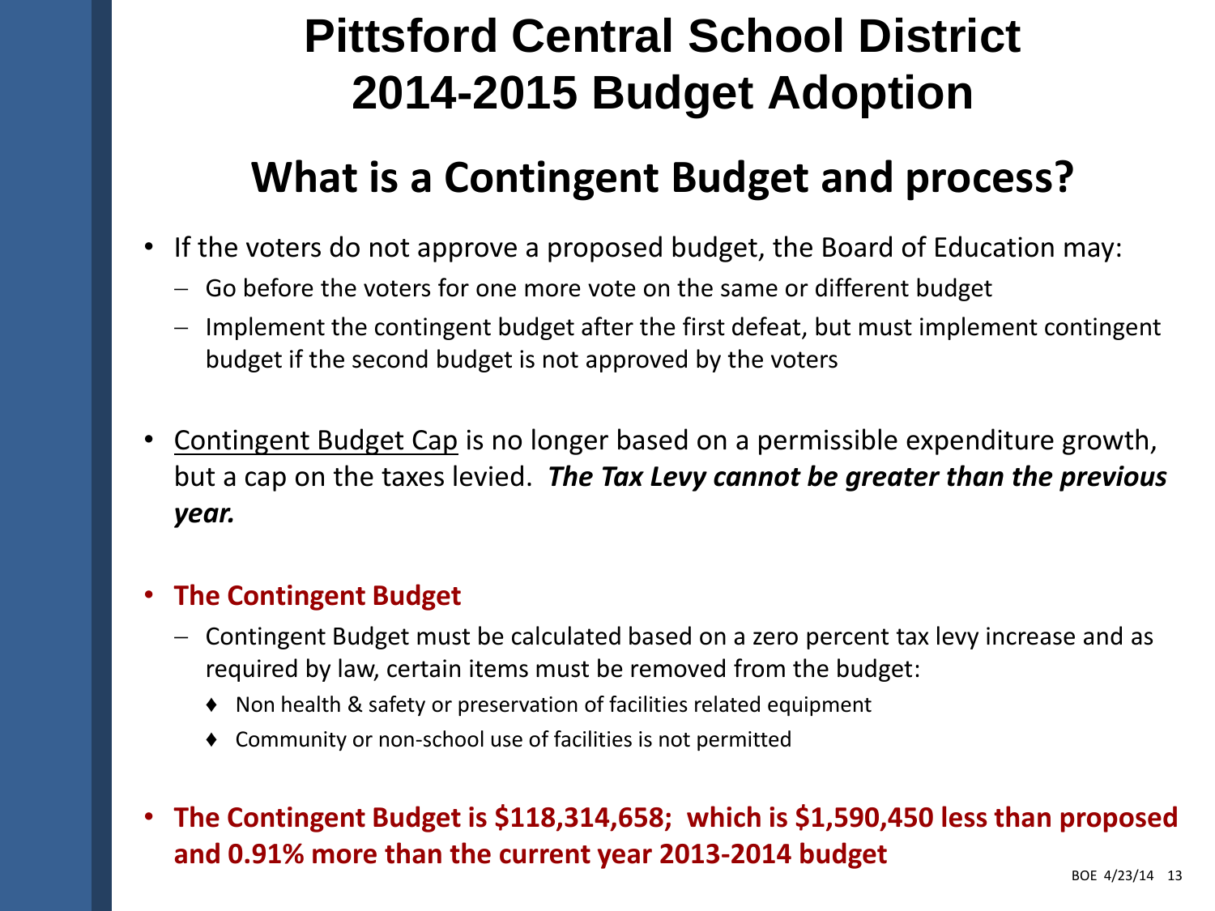# Pittsford Central School District 2014-2015 Budget Adoption

## What is a Contingent Budget and process?

- If the voters do not approve a proposed budget, the Board of Education may:
  - Go before the voters for one more vote on the same or different budget
  - Implement the contingent budget after the first defeat, but must implement contingent budget if the second budget is not approved by the voters

- Contingent Budget Cap is no longer based on a permissible expenditure growth, but a cap on the taxes levied. ***The Tax Levy cannot be greater than the previous year.***

- **The Contingent Budget**
  - Contingent Budget must be calculated based on a zero percent tax levy increase and as required by law, certain items must be removed from the budget:
    - Non health & safety or preservation of facilities related equipment
    - Community or non-school use of facilities is not permitted

- **The Contingent Budget is $118,314,658; which is $1,590,450 less than proposed and 0.91% more than the current year 2013-2014 budget**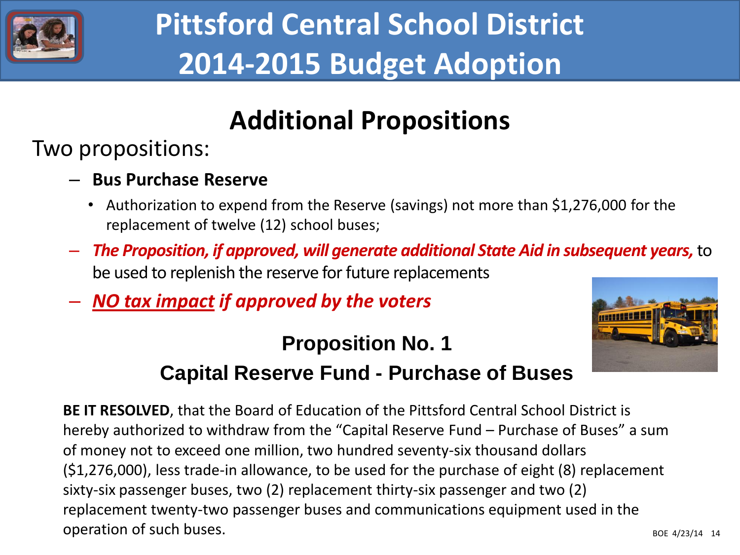# Pittsford Central School District 2014-2015 Budget Adoption

## Additional Propositions

Two propositions:

- **Bus Purchase Reserve**
  - Authorization to expend from the Reserve (savings) not more than $1,276,000 for the replacement of twelve (12) school buses;
- ***The Proposition, if approved, will generate additional State Aid in subsequent years,*** to be used to replenish the reserve for future replacements
- ***NO tax impact if approved by the voters***

### Proposition No. 1

### Capital Reserve Fund - Purchase of Buses

**BE IT RESOLVED**, that the Board of Education of the Pittsford Central School District is hereby authorized to withdraw from the "Capital Reserve Fund – Purchase of Buses" a sum of money not to exceed one million, two hundred seventy-six thousand dollars ($1,276,000), less trade-in allowance, to be used for the purchase of eight (8) replacement sixty-six passenger buses, two (2) replacement thirty-six passenger and two (2) replacement twenty-two passenger buses and communications equipment used in the operation of such buses.

BOE 4/23/14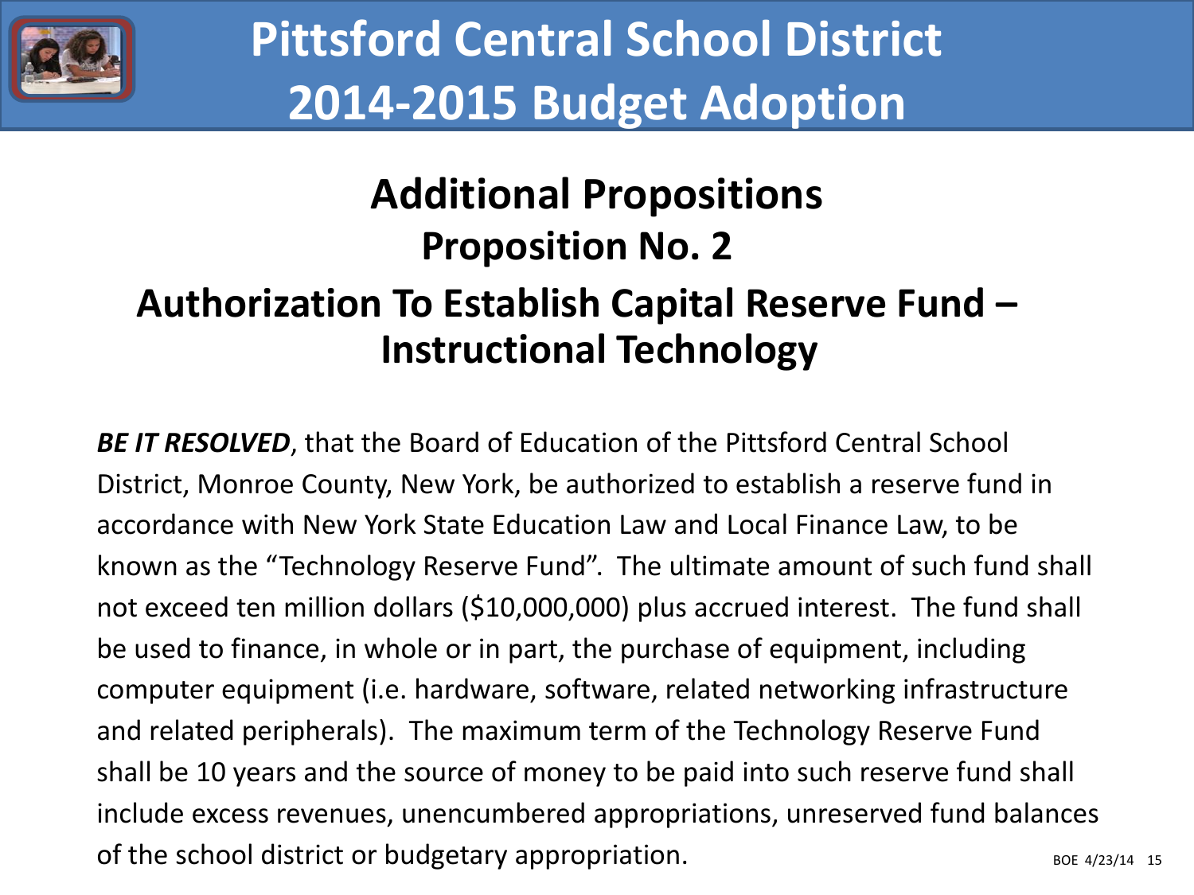# Pittsford Central School District 2014-2015 Budget Adoption

## Additional Propositions

### Proposition No. 2

### Authorization To Establish Capital Reserve Fund – Instructional Technology

***BE IT RESOLVED***, that the Board of Education of the Pittsford Central School District, Monroe County, New York, be authorized to establish a reserve fund in accordance with New York State Education Law and Local Finance Law, to be known as the "Technology Reserve Fund". The ultimate amount of such fund shall not exceed ten million dollars ($10,000,000) plus accrued interest. The fund shall be used to finance, in whole or in part, the purchase of equipment, including computer equipment (i.e. hardware, software, related networking infrastructure and related peripherals). The maximum term of the Technology Reserve Fund shall be 10 years and the source of money to be paid into such reserve fund shall include excess revenues, unencumbered appropriations, unreserved fund balances of the school district or budgetary appropriation.

BOE 4/23/14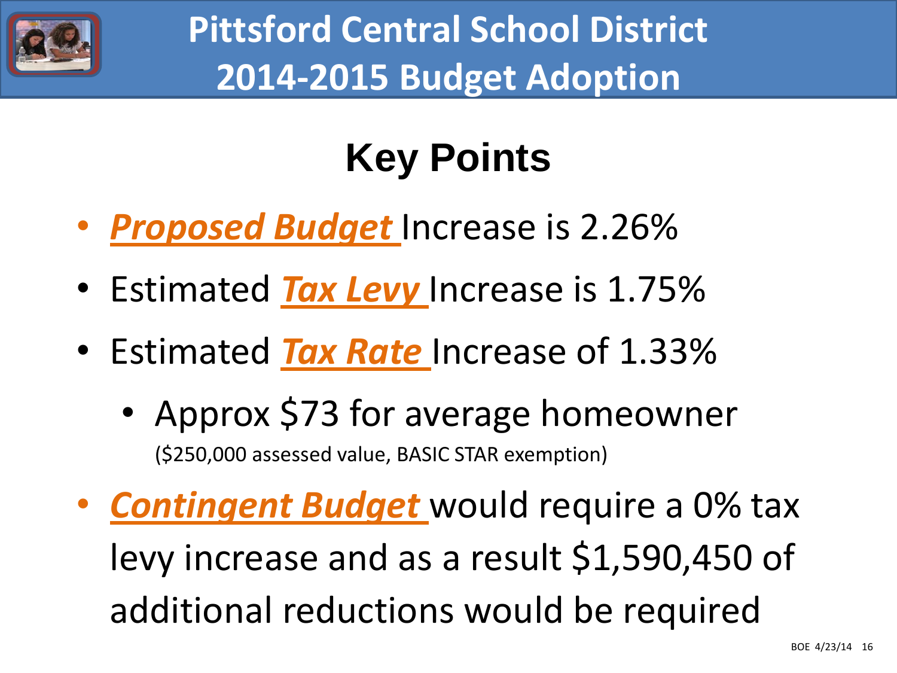# Pittsford Central School District 2014-2015 Budget Adoption

## Key Points

- ***Proposed Budget*** Increase is 2.26%
- Estimated ***Tax Levy*** Increase is 1.75%
- Estimated ***Tax Rate*** Increase of 1.33%
  - Approx $73 for average homeowner
    ($250,000 assessed value, BASIC STAR exemption)
- ***Contingent Budget*** would require a 0% tax levy increase and as a result $1,590,450 of additional reductions would be required

BOE 4/23/14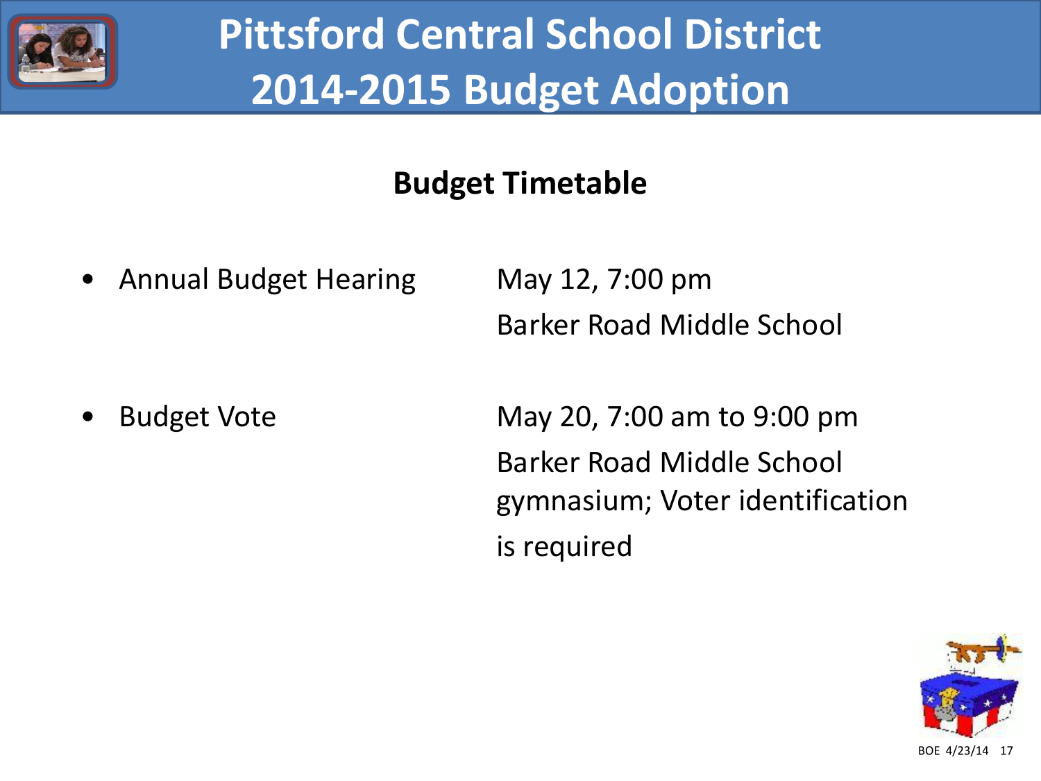# Pittsford Central School District
# 2014-2015 Budget Adoption

## Budget Timetable

- Annual Budget Hearing — May 12, 7:00 pm
  Barker Road Middle School

- Budget Vote — May 20, 7:00 am to 9:00 pm
  Barker Road Middle School gymnasium; Voter identification is required

BOE 4/23/14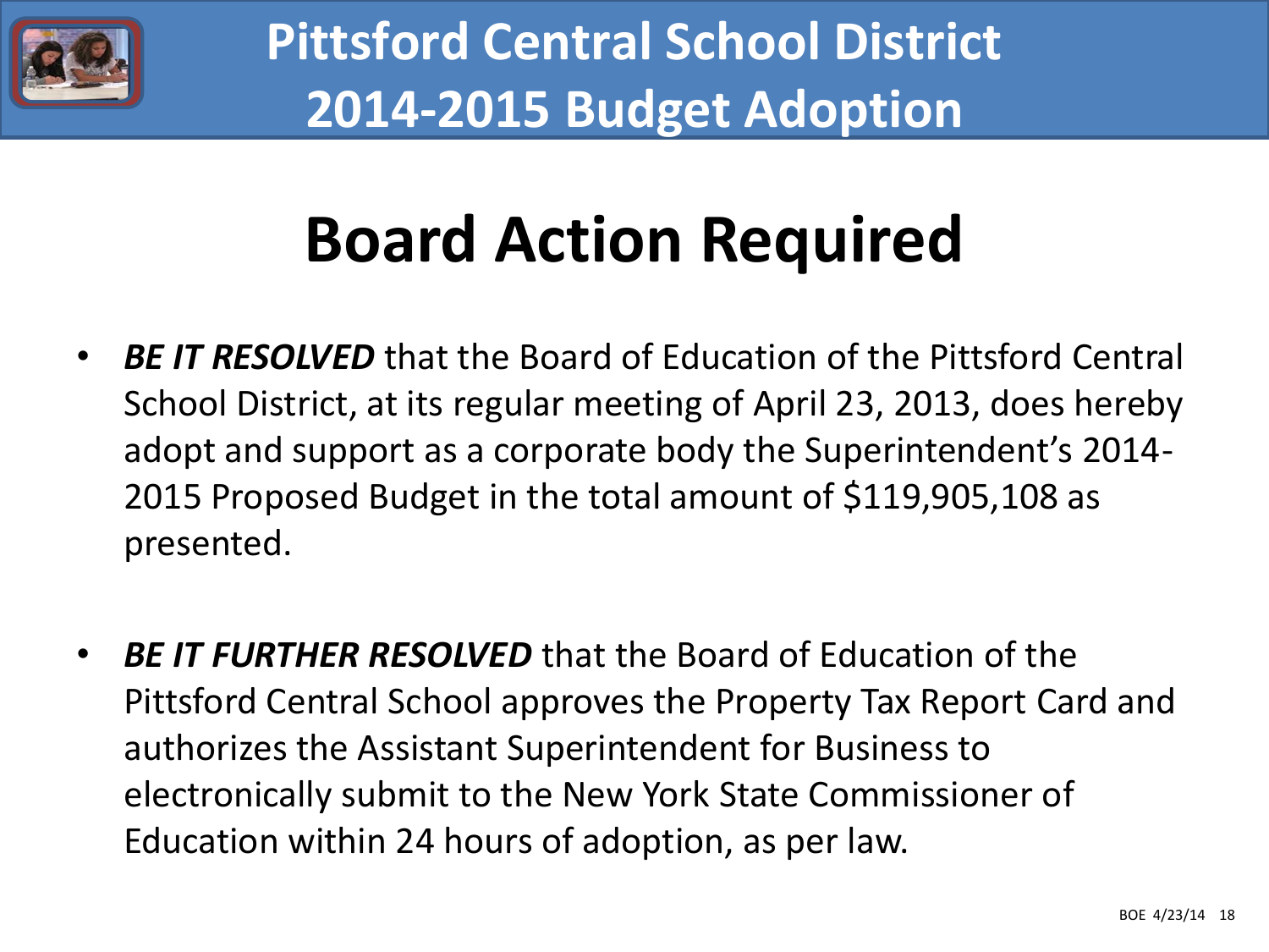# Pittsford Central School District 2014-2015 Budget Adoption

## Board Action Required

- ***BE IT RESOLVED*** that the Board of Education of the Pittsford Central School District, at its regular meeting of April 23, 2013, does hereby adopt and support as a corporate body the Superintendent's 2014-2015 Proposed Budget in the total amount of $119,905,108 as presented.

- ***BE IT FURTHER RESOLVED*** that the Board of Education of the Pittsford Central School approves the Property Tax Report Card and authorizes the Assistant Superintendent for Business to electronically submit to the New York State Commissioner of Education within 24 hours of adoption, as per law.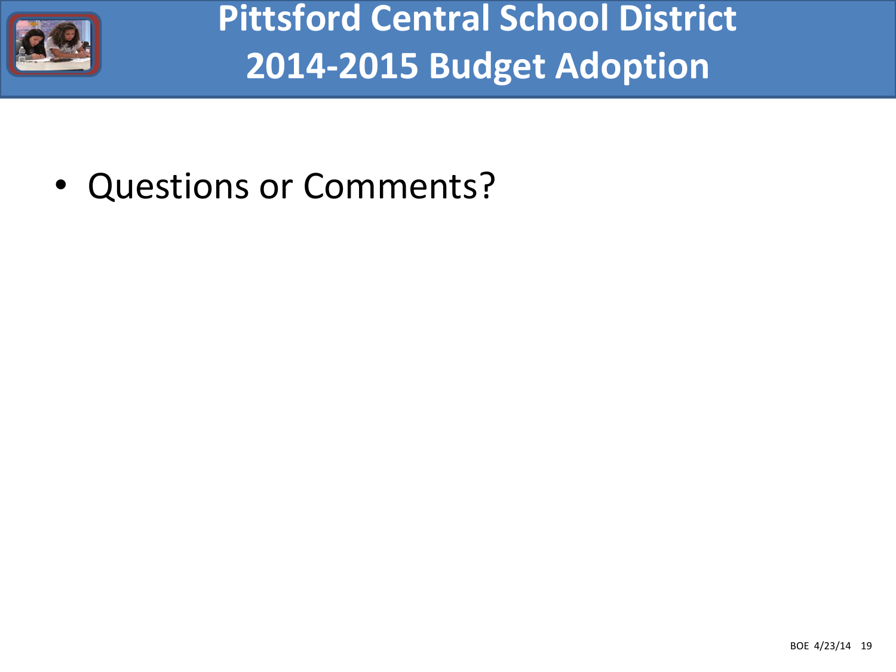# Pittsford Central School District 2014-2015 Budget Adoption

- Questions or Comments?